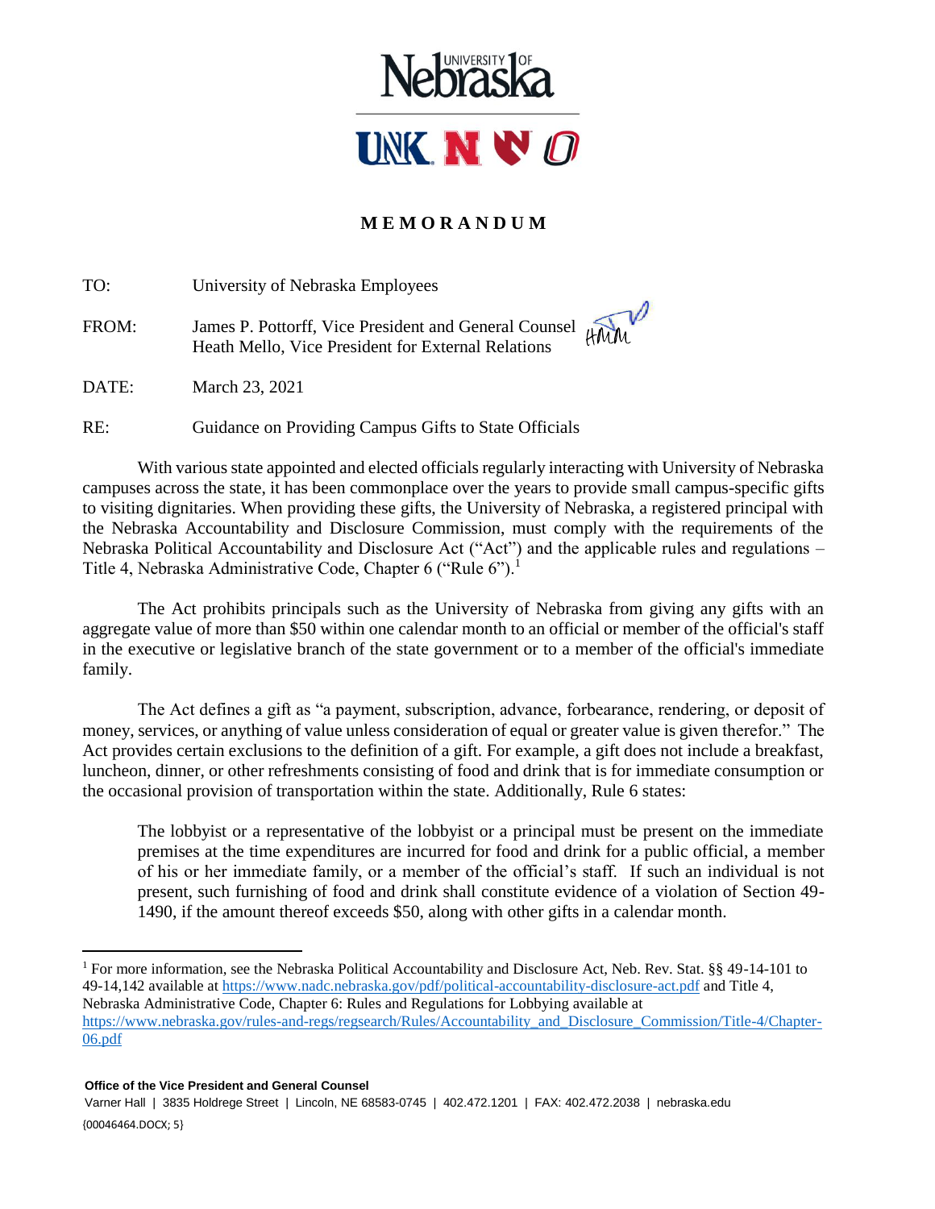# MEMORANDUM

TO: University of Nebraska Employees

FROM: James P. Pottorff, Vice President and General Counsel
Heath Mello, Vice President for External Relations

DATE: March 23, 2021

RE: Guidance on Providing Campus Gifts to State Officials

With various state appointed and elected officials regularly interacting with University of Nebraska campuses across the state, it has been commonplace over the years to provide small campus-specific gifts to visiting dignitaries. When providing these gifts, the University of Nebraska, a registered principal with the Nebraska Accountability and Disclosure Commission, must comply with the requirements of the Nebraska Political Accountability and Disclosure Act ("Act") and the applicable rules and regulations – Title 4, Nebraska Administrative Code, Chapter 6 ("Rule 6").[1]

The Act prohibits principals such as the University of Nebraska from giving any gifts with an aggregate value of more than $50 within one calendar month to an official or member of the official's staff in the executive or legislative branch of the state government or to a member of the official's immediate family.

The Act defines a gift as "a payment, subscription, advance, forbearance, rendering, or deposit of money, services, or anything of value unless consideration of equal or greater value is given therefor." The Act provides certain exclusions to the definition of a gift. For example, a gift does not include a breakfast, luncheon, dinner, or other refreshments consisting of food and drink that is for immediate consumption or the occasional provision of transportation within the state. Additionally, Rule 6 states:

> The lobbyist or a representative of the lobbyist or a principal must be present on the immediate premises at the time expenditures are incurred for food and drink for a public official, a member of his or her immediate family, or a member of the official's staff. If such an individual is not present, such furnishing of food and drink shall constitute evidence of a violation of Section 49-1490, if the amount thereof exceeds $50, along with other gifts in a calendar month.

---

[1] For more information, see the Nebraska Political Accountability and Disclosure Act, Neb. Rev. Stat. §§ 49-14-101 to 49-14,142 available at https://www.nadc.nebraska.gov/pdf/political-accountability-disclosure-act.pdf and Title 4, Nebraska Administrative Code, Chapter 6: Rules and Regulations for Lobbying available at https://www.nebraska.gov/rules-and-regs/regsearch/Rules/Accountability_and_Disclosure_Commission/Title-4/Chapter-06.pdf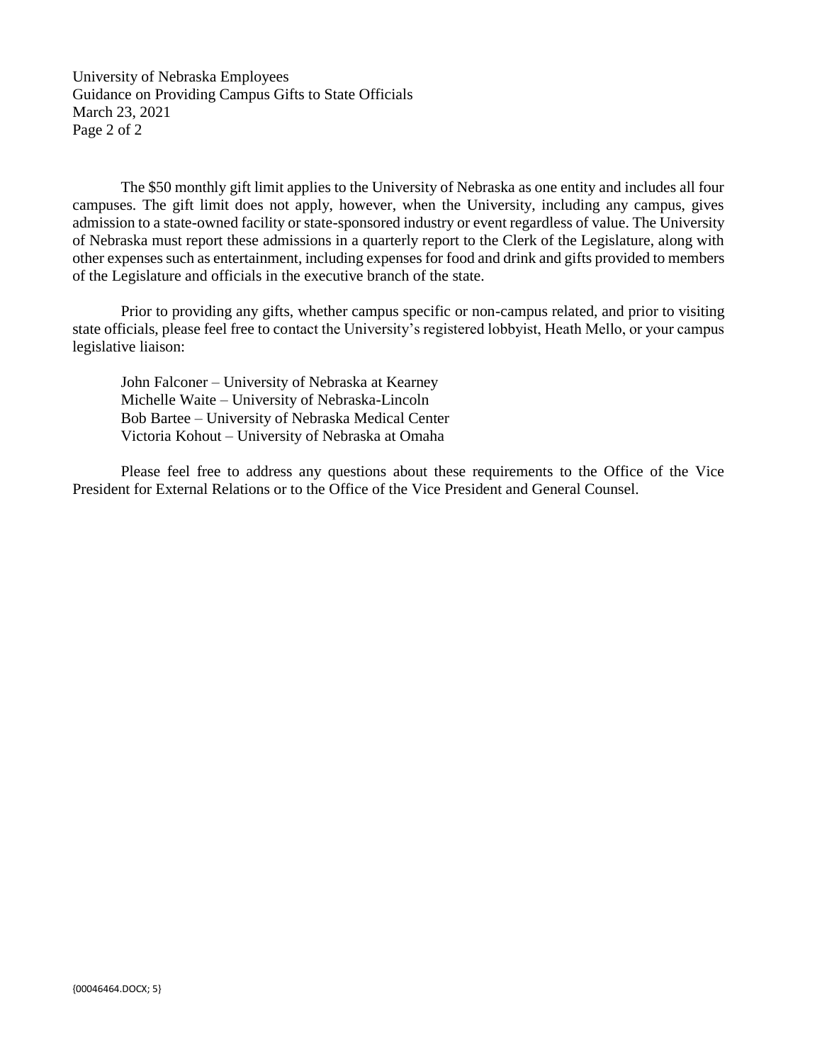The $50 monthly gift limit applies to the University of Nebraska as one entity and includes all four campuses. The gift limit does not apply, however, when the University, including any campus, gives admission to a state-owned facility or state-sponsored industry or event regardless of value. The University of Nebraska must report these admissions in a quarterly report to the Clerk of the Legislature, along with other expenses such as entertainment, including expenses for food and drink and gifts provided to members of the Legislature and officials in the executive branch of the state.

Prior to providing any gifts, whether campus specific or non-campus related, and prior to visiting state officials, please feel free to contact the University's registered lobbyist, Heath Mello, or your campus legislative liaison:

John Falconer – University of Nebraska at Kearney
Michelle Waite – University of Nebraska-Lincoln
Bob Bartee – University of Nebraska Medical Center
Victoria Kohout – University of Nebraska at Omaha

Please feel free to address any questions about these requirements to the Office of the Vice President for External Relations or to the Office of the Vice President and General Counsel.

{00046464.DOCX; 5}